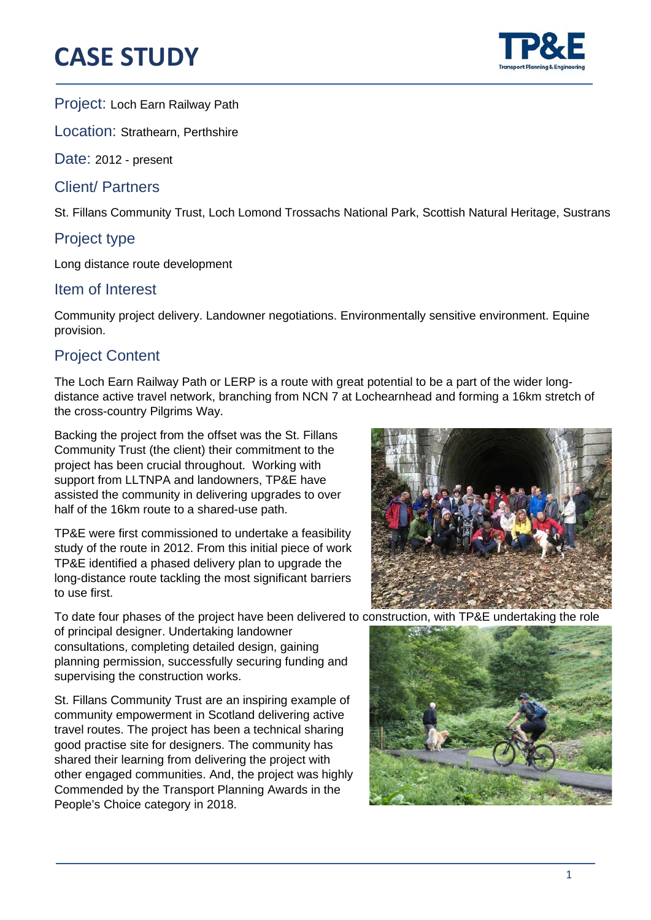# CASE STUDY

**Project:** Loch Earn Railway Path

**Location:** Strathearn, Perthshire

**Date:** 2012 - present

## Client/ Partners

St. Fillans Community Trust, Loch Lomond Trossachs National Park, Scottish Natural Heritage, Sustrans

## Project type

Long distance route development

## Item of Interest

Community project delivery. Landowner negotiations. Environmentally sensitive environment. Equine provision.

## Project Content

The Loch Earn Railway Path or LERP is a route with great potential to be a part of the wider long-distance active travel network, branching from NCN 7 at Lochearnhead and forming a 16km stretch of the cross-country Pilgrims Way.

Backing the project from the offset was the St. Fillans Community Trust (the client) their commitment to the project has been crucial throughout. Working with support from LLTNPA and landowners, TP&E have assisted the community in delivering upgrades to over half of the 16km route to a shared-use path.

TP&E were first commissioned to undertake a feasibility study of the route in 2012. From this initial piece of work TP&E identified a phased delivery plan to upgrade the long-distance route tackling the most significant barriers to use first.

To date four phases of the project have been delivered to construction, with TP&E undertaking the role of principal designer. Undertaking landowner consultations, completing detailed design, gaining planning permission, successfully securing funding and supervising the construction works.

St. Fillans Community Trust are an inspiring example of community empowerment in Scotland delivering active travel routes. The project has been a technical sharing good practise site for designers. The community has shared their learning from delivering the project with other engaged communities. And, the project was highly Commended by the Transport Planning Awards in the People's Choice category in 2018.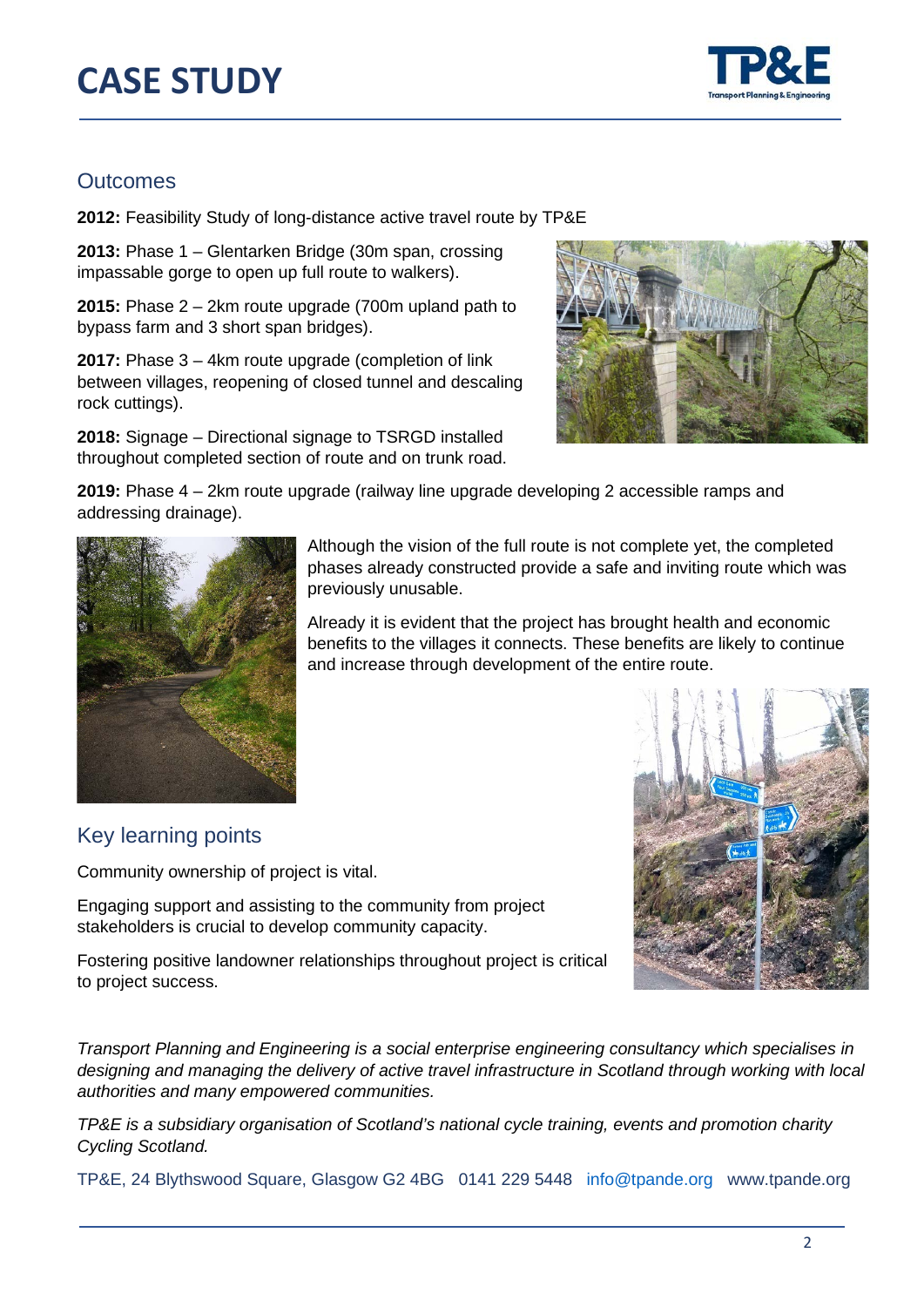# CASE STUDY

## Outcomes

**2012:** Feasibility Study of long-distance active travel route by TP&E

**2013:** Phase 1 – Glentarken Bridge (30m span, crossing impassable gorge to open up full route to walkers).

**2015:** Phase 2 – 2km route upgrade (700m upland path to bypass farm and 3 short span bridges).

**2017:** Phase 3 – 4km route upgrade (completion of link between villages, reopening of closed tunnel and descaling rock cuttings).

**2018:** Signage – Directional signage to TSRGD installed throughout completed section of route and on trunk road.

**2019:** Phase 4 – 2km route upgrade (railway line upgrade developing 2 accessible ramps and addressing drainage).

Although the vision of the full route is not complete yet, the completed phases already constructed provide a safe and inviting route which was previously unusable.

Already it is evident that the project has brought health and economic benefits to the villages it connects. These benefits are likely to continue and increase through development of the entire route.

## Key learning points

Community ownership of project is vital.

Engaging support and assisting to the community from project stakeholders is crucial to develop community capacity.

Fostering positive landowner relationships throughout project is critical to project success.

*Transport Planning and Engineering is a social enterprise engineering consultancy which specialises in designing and managing the delivery of active travel infrastructure in Scotland through working with local authorities and many empowered communities.*

*TP&E is a subsidiary organisation of Scotland's national cycle training, events and promotion charity Cycling Scotland.*

TP&E, 24 Blythswood Square, Glasgow G2 4BG   0141 229 5448   info@tpande.org   www.tpande.org